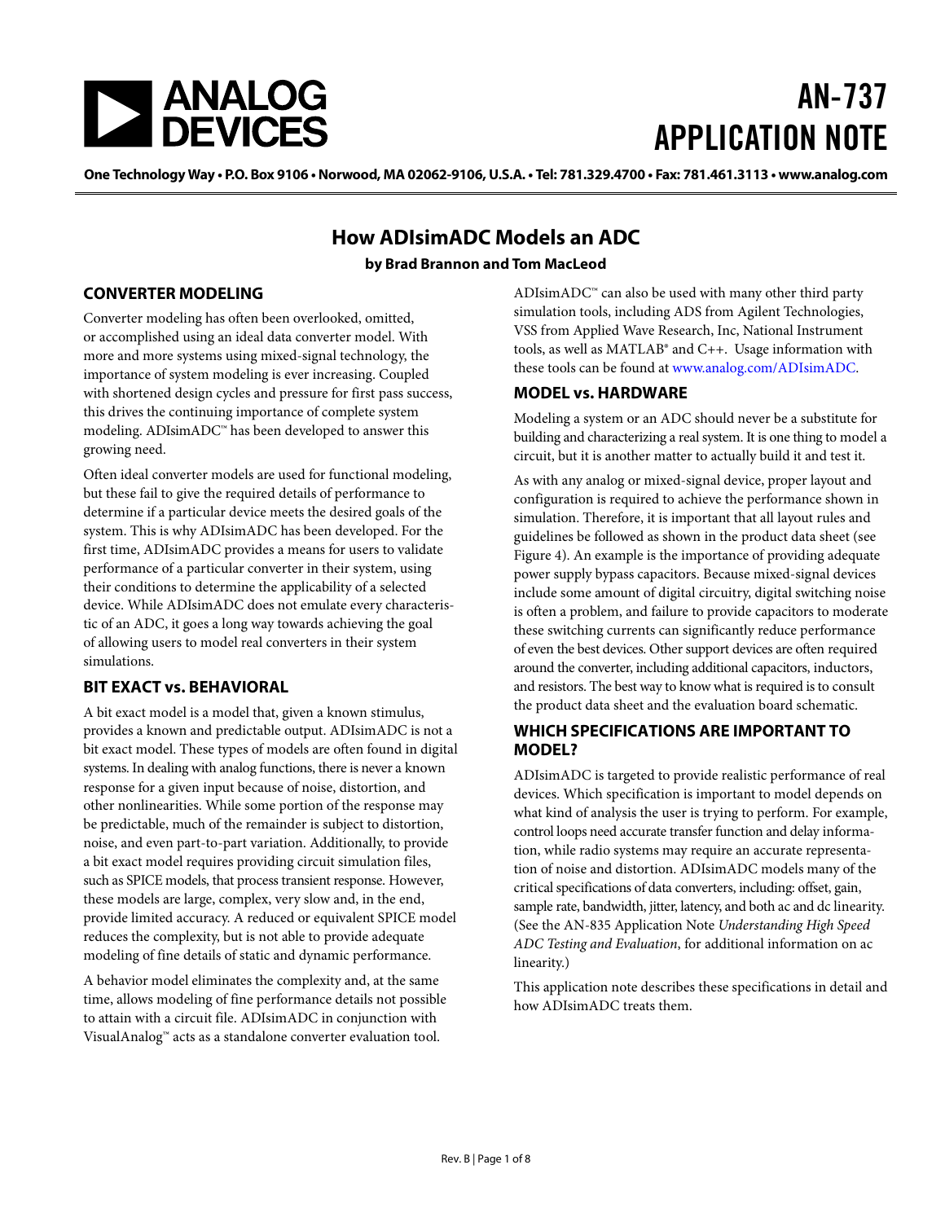# AN-737 APPLICATION NOTE

One Technology Way • P.O. Box 9106 • Norwood, MA 02062-9106, U.S.A. • Tel: 781.329.4700 • Fax: 781.461.3113 • www.analog.com

## How ADIsimADC Models an ADC

**by Brad Brannon and Tom MacLeod**

### CONVERTER MODELING

Converter modeling has often been overlooked, omitted, or accomplished using an ideal data converter model. With more and more systems using mixed-signal technology, the importance of system modeling is ever increasing. Coupled with shortened design cycles and pressure for first pass success, this drives the continuing importance of complete system modeling. ADIsimADC™ has been developed to answer this growing need.

Often ideal converter models are used for functional modeling, but these fail to give the required details of performance to determine if a particular device meets the desired goals of the system. This is why ADIsimADC has been developed. For the first time, ADIsimADC provides a means for users to validate performance of a particular converter in their system, using their conditions to determine the applicability of a selected device. While ADIsimADC does not emulate every characteristic of an ADC, it goes a long way towards achieving the goal of allowing users to model real converters in their system simulations.

### BIT EXACT vs. BEHAVIORAL

A bit exact model is a model that, given a known stimulus, provides a known and predictable output. ADIsimADC is not a bit exact model. These types of models are often found in digital systems. In dealing with analog functions, there is never a known response for a given input because of noise, distortion, and other nonlinearities. While some portion of the response may be predictable, much of the remainder is subject to distortion, noise, and even part-to-part variation. Additionally, to provide a bit exact model requires providing circuit simulation files, such as SPICE models, that process transient response. However, these models are large, complex, very slow and, in the end, provide limited accuracy. A reduced or equivalent SPICE model reduces the complexity, but is not able to provide adequate modeling of fine details of static and dynamic performance.

A behavior model eliminates the complexity and, at the same time, allows modeling of fine performance details not possible to attain with a circuit file. ADIsimADC in conjunction with VisualAnalog™ acts as a standalone converter evaluation tool. ADIsimADC™ can also be used with many other third party simulation tools, including ADS from Agilent Technologies, VSS from Applied Wave Research, Inc, National Instrument tools, as well as MATLAB® and C++. Usage information with these tools can be found at www.analog.com/ADIsimADC.

### MODEL vs. HARDWARE

Modeling a system or an ADC should never be a substitute for building and characterizing a real system. It is one thing to model a circuit, but it is another matter to actually build it and test it.

As with any analog or mixed-signal device, proper layout and configuration is required to achieve the performance shown in simulation. Therefore, it is important that all layout rules and guidelines be followed as shown in the product data sheet (see Figure 4). An example is the importance of providing adequate power supply bypass capacitors. Because mixed-signal devices include some amount of digital circuitry, digital switching noise is often a problem, and failure to provide capacitors to moderate these switching currents can significantly reduce performance of even the best devices. Other support devices are often required around the converter, including additional capacitors, inductors, and resistors. The best way to know what is required is to consult the product data sheet and the evaluation board schematic.

### WHICH SPECIFICATIONS ARE IMPORTANT TO MODEL?

ADIsimADC is targeted to provide realistic performance of real devices. Which specification is important to model depends on what kind of analysis the user is trying to perform. For example, control loops need accurate transfer function and delay information, while radio systems may require an accurate representation of noise and distortion. ADIsimADC models many of the critical specifications of data converters, including: offset, gain, sample rate, bandwidth, jitter, latency, and both ac and dc linearity. (See the AN-835 Application Note *Understanding High Speed ADC Testing and Evaluation*, for additional information on ac linearity.)

This application note describes these specifications in detail and how ADIsimADC treats them.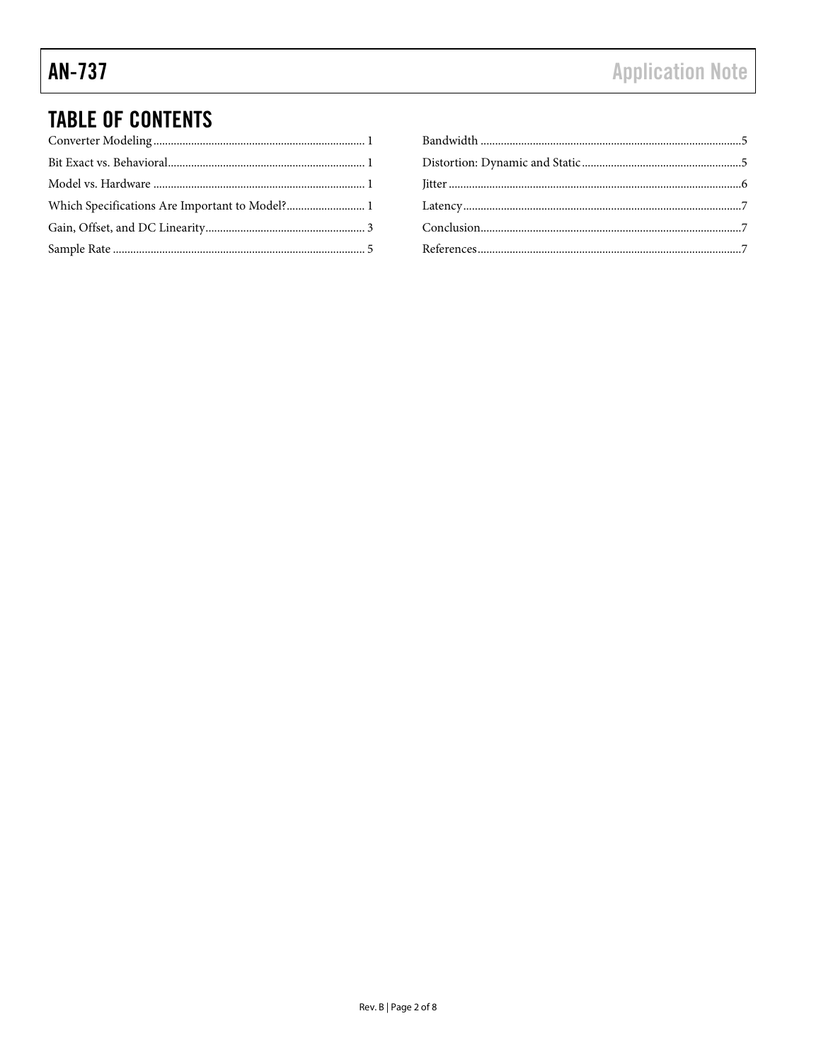## TABLE OF CONTENTS

Converter Modeling ........................................................................ 1

Bit Exact vs. Behavioral................................................................... 1

Model vs. Hardware ........................................................................ 1

Which Specifications Are Important to Model?.......................... 1

Gain, Offset, and DC Linearity...................................................... 3

Sample Rate ..................................................................................... 5

Bandwidth ........................................................................................5

Distortion: Dynamic and Static......................................................5

Jitter ....................................................................................................6

Latency...............................................................................................7

Conclusion.........................................................................................7

References..........................................................................................7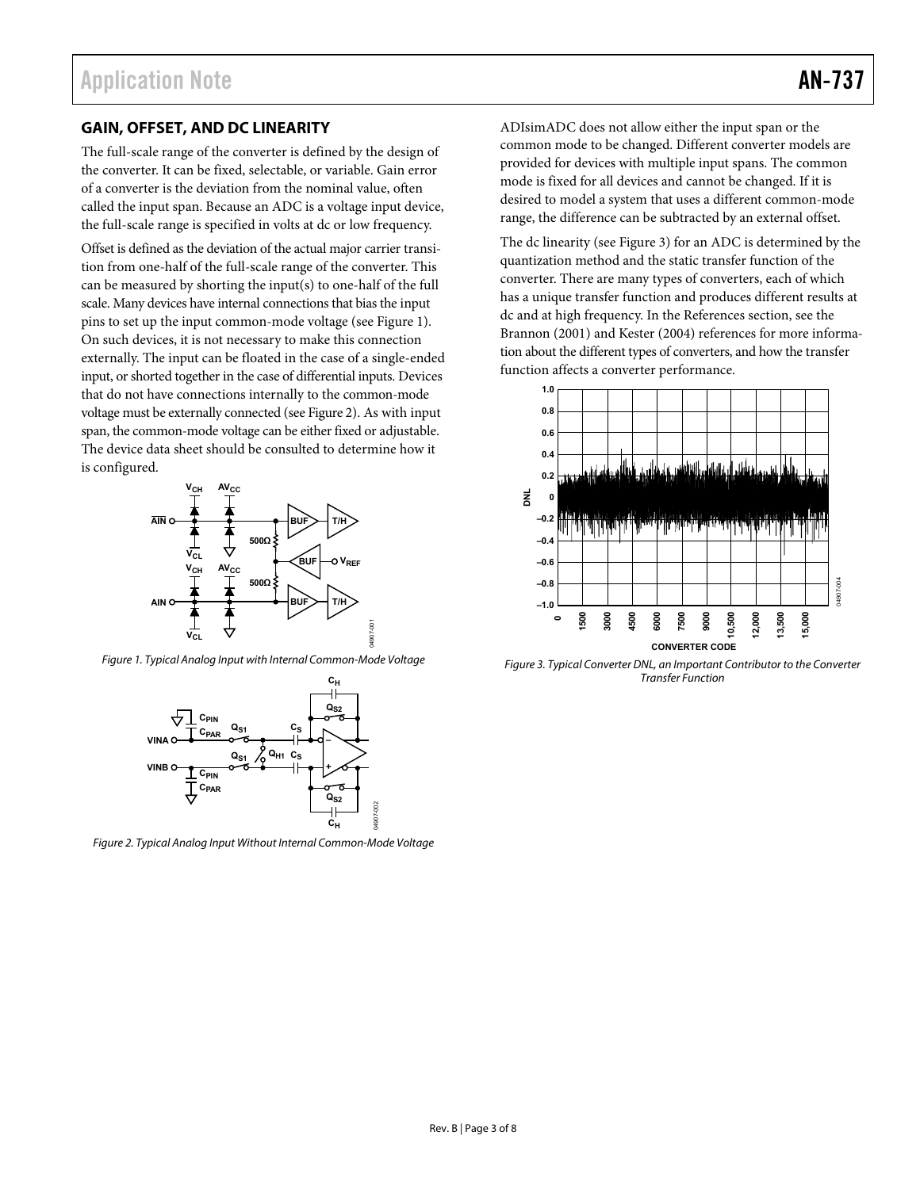## GAIN, OFFSET, AND DC LINEARITY

The full-scale range of the converter is defined by the design of the converter. It can be fixed, selectable, or variable. Gain error of a converter is the deviation from the nominal value, often called the input span. Because an ADC is a voltage input device, the full-scale range is specified in volts at dc or low frequency.

Offset is defined as the deviation of the actual major carrier transition from one-half of the full-scale range of the converter. This can be measured by shorting the input(s) to one-half of the full scale. Many devices have internal connections that bias the input pins to set up the input common-mode voltage (see Figure 1). On such devices, it is not necessary to make this connection externally. The input can be floated in the case of a single-ended input, or shorted together in the case of differential inputs. Devices that do not have connections internally to the common-mode voltage must be externally connected (see Figure 2). As with input span, the common-mode voltage can be either fixed or adjustable. The device data sheet should be consulted to determine how it is configured.

*Figure 1. Typical Analog Input with Internal Common-Mode Voltage*

*Figure 2. Typical Analog Input Without Internal Common-Mode Voltage*

ADIsimADC does not allow either the input span or the common mode to be changed. Different converter models are provided for devices with multiple input spans. The common mode is fixed for all devices and cannot be changed. If it is desired to model a system that uses a different common-mode range, the difference can be subtracted by an external offset.

The dc linearity (see Figure 3) for an ADC is determined by the quantization method and the static transfer function of the converter. There are many types of converters, each of which has a unique transfer function and produces different results at dc and at high frequency. In the References section, see the Brannon (2001) and Kester (2004) references for more information about the different types of converters, and how the transfer function affects a converter performance.

*Figure 3. Typical Converter DNL, an Important Contributor to the Converter Transfer Function*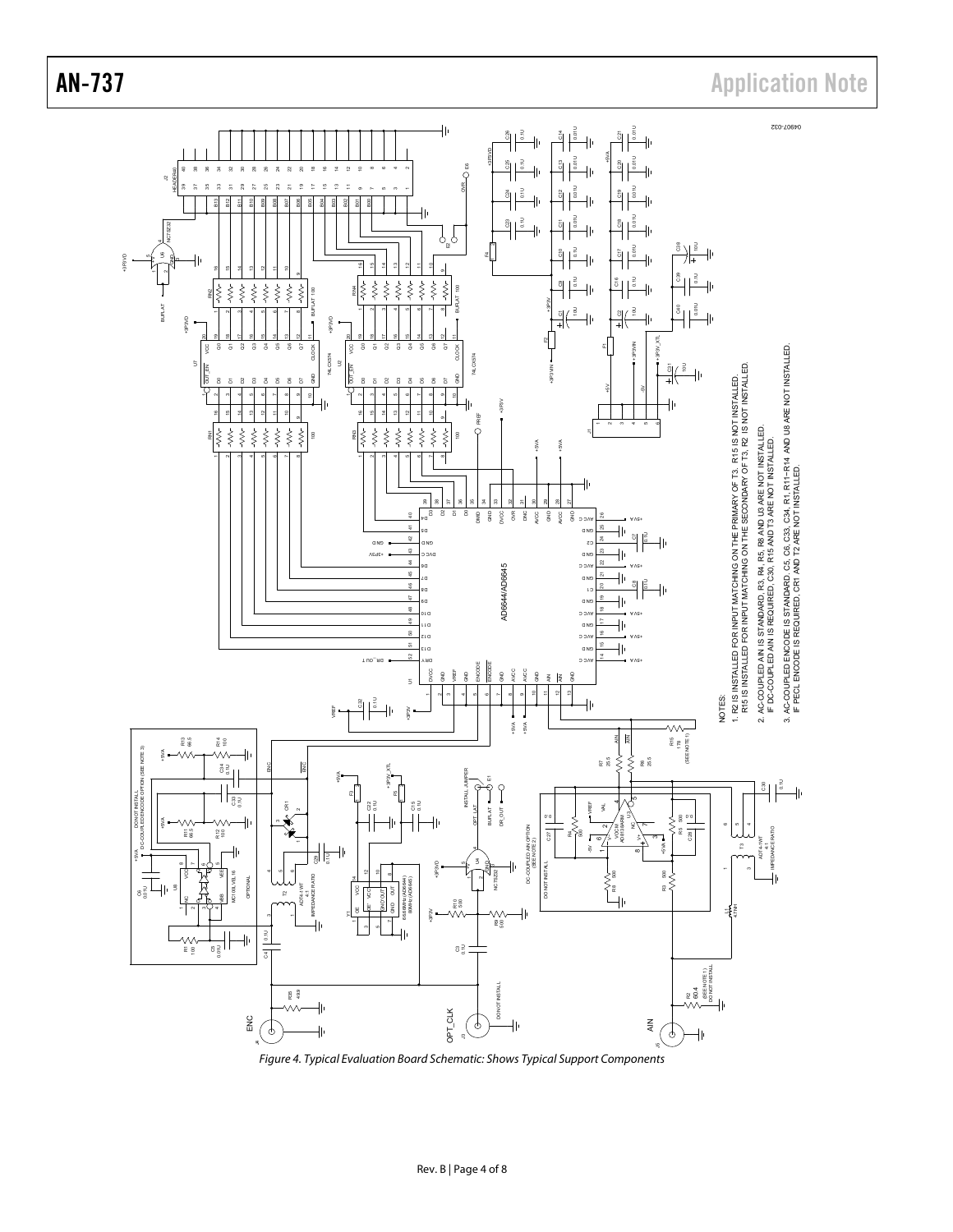NOTES:

1. R2 IS INSTALLED FOR INPUT MATCHING ON THE PRIMARY OF T3. R15 IS NOT INSTALLED.
   R15 IS INSTALLED FOR INPUT MATCHING ON THE SECONDARY OF T3. R2 IS NOT INSTALLED.
2. AC-COUPLED AIN IS STANDARD; R3, R4, R5, R8 AND U3 ARE NOT INSTALLED.
   IF DC-COUPLED AIN IS REQUIRED, C30, R15 AND T3 ARE NOT INSTALLED.
3. AC-COUPLED ENCODE IS STANDARD. C5, C6, C33, C34, R1, R11–R14 AND U8 ARE NOT INSTALLED.
   IF PECL ENCODE IS REQUIRED, CR1 AND T2 ARE NOT INSTALLED.

04907-032

*Figure 4. Typical Evaluation Board Schematic: Shows Typical Support Components*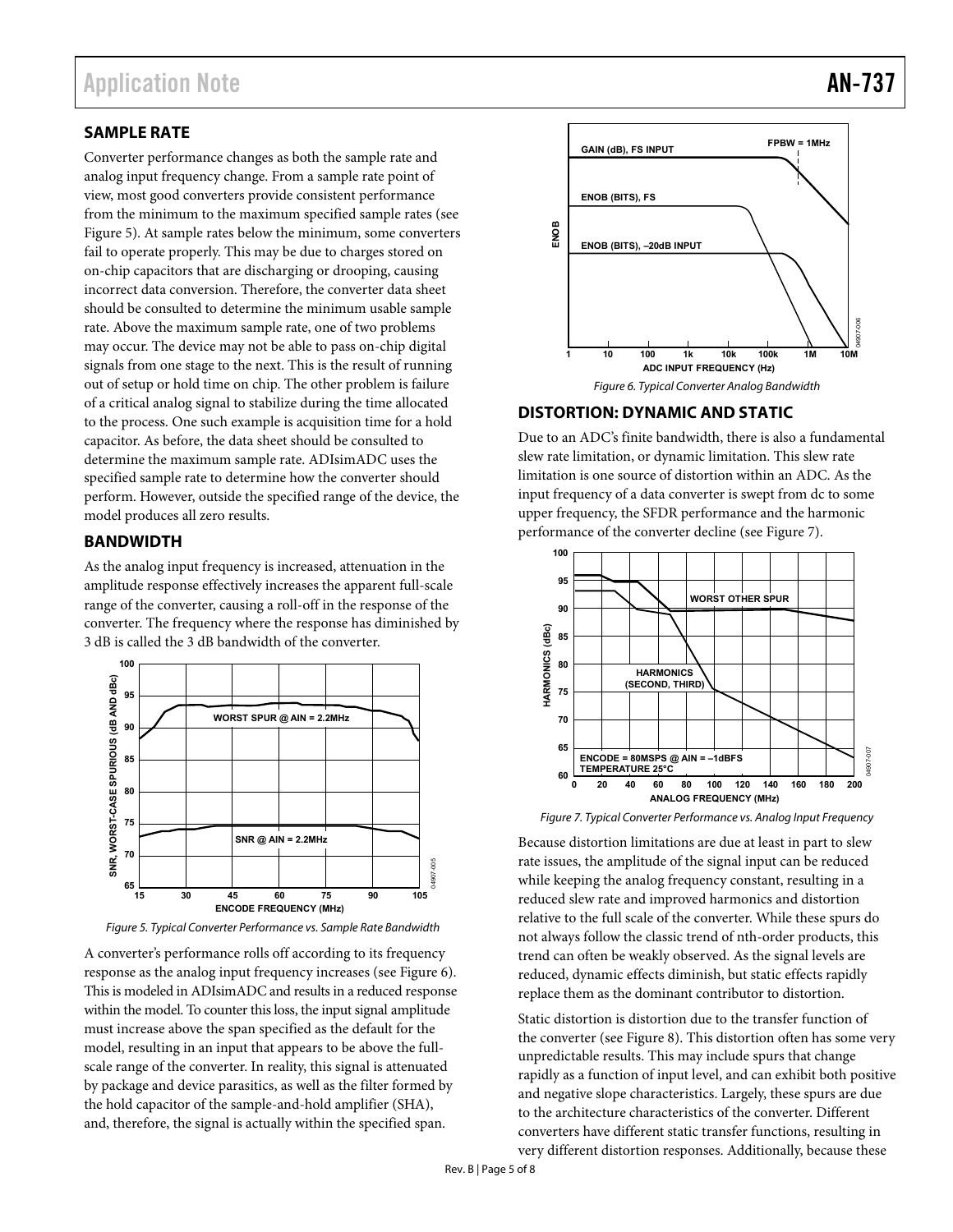## SAMPLE RATE

Converter performance changes as both the sample rate and analog input frequency change. From a sample rate point of view, most good converters provide consistent performance from the minimum to the maximum specified sample rates (see Figure 5). At sample rates below the minimum, some converters fail to operate properly. This may be due to charges stored on on-chip capacitors that are discharging or drooping, causing incorrect data conversion. Therefore, the converter data sheet should be consulted to determine the minimum usable sample rate. Above the maximum sample rate, one of two problems may occur. The device may not be able to pass on-chip digital signals from one stage to the next. This is the result of running out of setup or hold time on chip. The other problem is failure of a critical analog signal to stabilize during the time allocated to the process. One such example is acquisition time for a hold capacitor. As before, the data sheet should be consulted to determine the maximum sample rate. ADIsimADC uses the specified sample rate to determine how the converter should perform. However, outside the specified range of the device, the model produces all zero results.

## BANDWIDTH

As the analog input frequency is increased, attenuation in the amplitude response effectively increases the apparent full-scale range of the converter, causing a roll-off in the response of the converter. The frequency where the response has diminished by 3 dB is called the 3 dB bandwidth of the converter.

*Figure 5. Typical Converter Performance vs. Sample Rate Bandwidth*

A converter's performance rolls off according to its frequency response as the analog input frequency increases (see Figure 6). This is modeled in ADIsimADC and results in a reduced response within the model. To counter this loss, the input signal amplitude must increase above the span specified as the default for the model, resulting in an input that appears to be above the full-scale range of the converter. In reality, this signal is attenuated by package and device parasitics, as well as the filter formed by the hold capacitor of the sample-and-hold amplifier (SHA), and, therefore, the signal is actually within the specified span.

*Figure 6. Typical Converter Analog Bandwidth*

## DISTORTION: DYNAMIC AND STATIC

Due to an ADC's finite bandwidth, there is also a fundamental slew rate limitation, or dynamic limitation. This slew rate limitation is one source of distortion within an ADC. As the input frequency of a data converter is swept from dc to some upper frequency, the SFDR performance and the harmonic performance of the converter decline (see Figure 7).

*Figure 7. Typical Converter Performance vs. Analog Input Frequency*

Because distortion limitations are due at least in part to slew rate issues, the amplitude of the signal input can be reduced while keeping the analog frequency constant, resulting in a reduced slew rate and improved harmonics and distortion relative to the full scale of the converter. While these spurs do not always follow the classic trend of nth-order products, this trend can often be weakly observed. As the signal levels are reduced, dynamic effects diminish, but static effects rapidly replace them as the dominant contributor to distortion.

Static distortion is distortion due to the transfer function of the converter (see Figure 8). This distortion often has some very unpredictable results. This may include spurs that change rapidly as a function of input level, and can exhibit both positive and negative slope characteristics. Largely, these spurs are due to the architecture characteristics of the converter. Different converters have different static transfer functions, resulting in very different distortion responses. Additionally, because these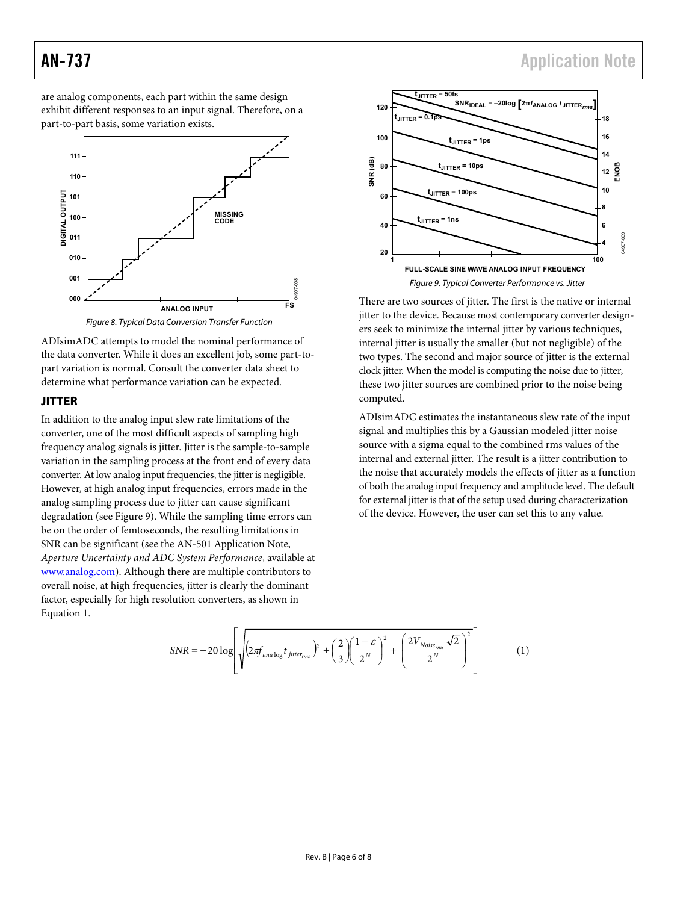are analog components, each part within the same design exhibit different responses to an input signal. Therefore, on a part-to-part basis, some variation exists.

Figure 8. Typical Data Conversion Transfer Function

ADIsimADC attempts to model the nominal performance of the data converter. While it does an excellent job, some part-to-part variation is normal. Consult the converter data sheet to determine what performance variation can be expected.

## JITTER

In addition to the analog input slew rate limitations of the converter, one of the most difficult aspects of sampling high frequency analog signals is jitter. Jitter is the sample-to-sample variation in the sampling process at the front end of every data converter. At low analog input frequencies, the jitter is negligible. However, at high analog input frequencies, errors made in the analog sampling process due to jitter can cause significant degradation (see Figure 9). While the sampling time errors can be on the order of femtoseconds, the resulting limitations in SNR can be significant (see the AN-501 Application Note, *Aperture Uncertainty and ADC System Performance*, available at www.analog.com). Although there are multiple contributors to overall noise, at high frequencies, jitter is clearly the dominant factor, especially for high resolution converters, as shown in Equation 1.

Figure 9. Typical Converter Performance vs. Jitter

There are two sources of jitter. The first is the native or internal jitter to the device. Because most contemporary converter designers seek to minimize the internal jitter by various techniques, internal jitter is usually the smaller (but not negligible) of the two types. The second and major source of jitter is the external clock jitter. When the model is computing the noise due to jitter, these two jitter sources are combined prior to the noise being computed.

ADIsimADC estimates the instantaneous slew rate of the input signal and multiplies this by a Gaussian modeled jitter noise source with a sigma equal to the combined rms values of the internal and external jitter. The result is a jitter contribution to the noise that accurately models the effects of jitter as a function of both the analog input frequency and amplitude level. The default for external jitter is that of the setup used during characterization of the device. However, the user can set this to any value.

$$SNR = -20\log\left[\sqrt{\left(2\pi f_{analog} t_{jitter_{rms}}\right)^2 + \left(\frac{2}{3}\right)\left(\frac{1+\varepsilon}{2^N}\right)^2 + \left(\frac{2V_{Noise_{rms}}\sqrt{2}}{2^N}\right)^2}\right] \quad (1)$$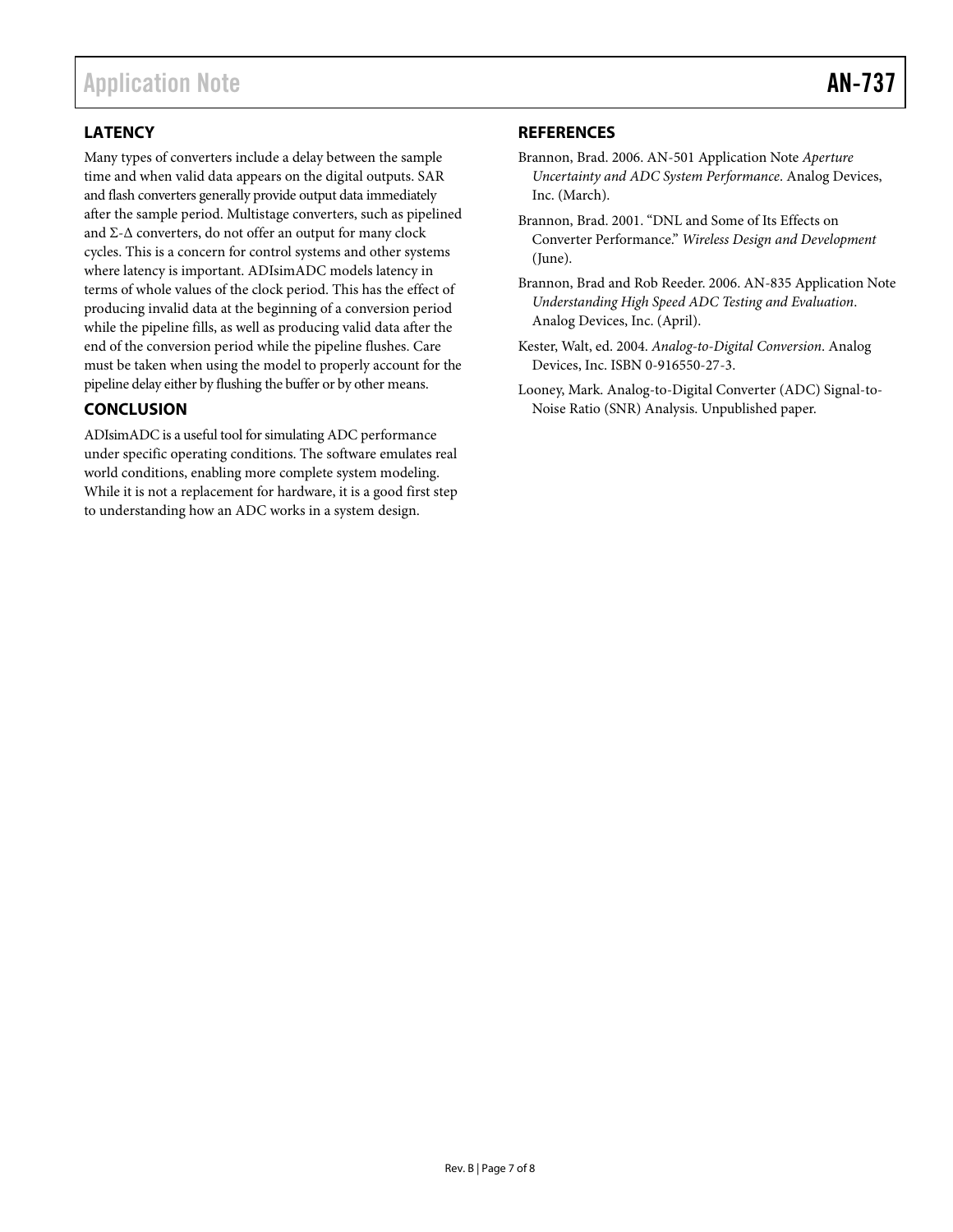## LATENCY

Many types of converters include a delay between the sample time and when valid data appears on the digital outputs. SAR and flash converters generally provide output data immediately after the sample period. Multistage converters, such as pipelined and Σ-Δ converters, do not offer an output for many clock cycles. This is a concern for control systems and other systems where latency is important. ADIsimADC models latency in terms of whole values of the clock period. This has the effect of producing invalid data at the beginning of a conversion period while the pipeline fills, as well as producing valid data after the end of the conversion period while the pipeline flushes. Care must be taken when using the model to properly account for the pipeline delay either by flushing the buffer or by other means.

## CONCLUSION

ADIsimADC is a useful tool for simulating ADC performance under specific operating conditions. The software emulates real world conditions, enabling more complete system modeling. While it is not a replacement for hardware, it is a good first step to understanding how an ADC works in a system design.

## REFERENCES

Brannon, Brad. 2006. AN-501 Application Note *Aperture Uncertainty and ADC System Performance*. Analog Devices, Inc. (March).

Brannon, Brad. 2001. "DNL and Some of Its Effects on Converter Performance." *Wireless Design and Development* (June).

Brannon, Brad and Rob Reeder. 2006. AN-835 Application Note *Understanding High Speed ADC Testing and Evaluation*. Analog Devices, Inc. (April).

Kester, Walt, ed. 2004. *Analog-to-Digital Conversion*. Analog Devices, Inc. ISBN 0-916550-27-3.

Looney, Mark. Analog-to-Digital Converter (ADC) Signal-to-Noise Ratio (SNR) Analysis. Unpublished paper.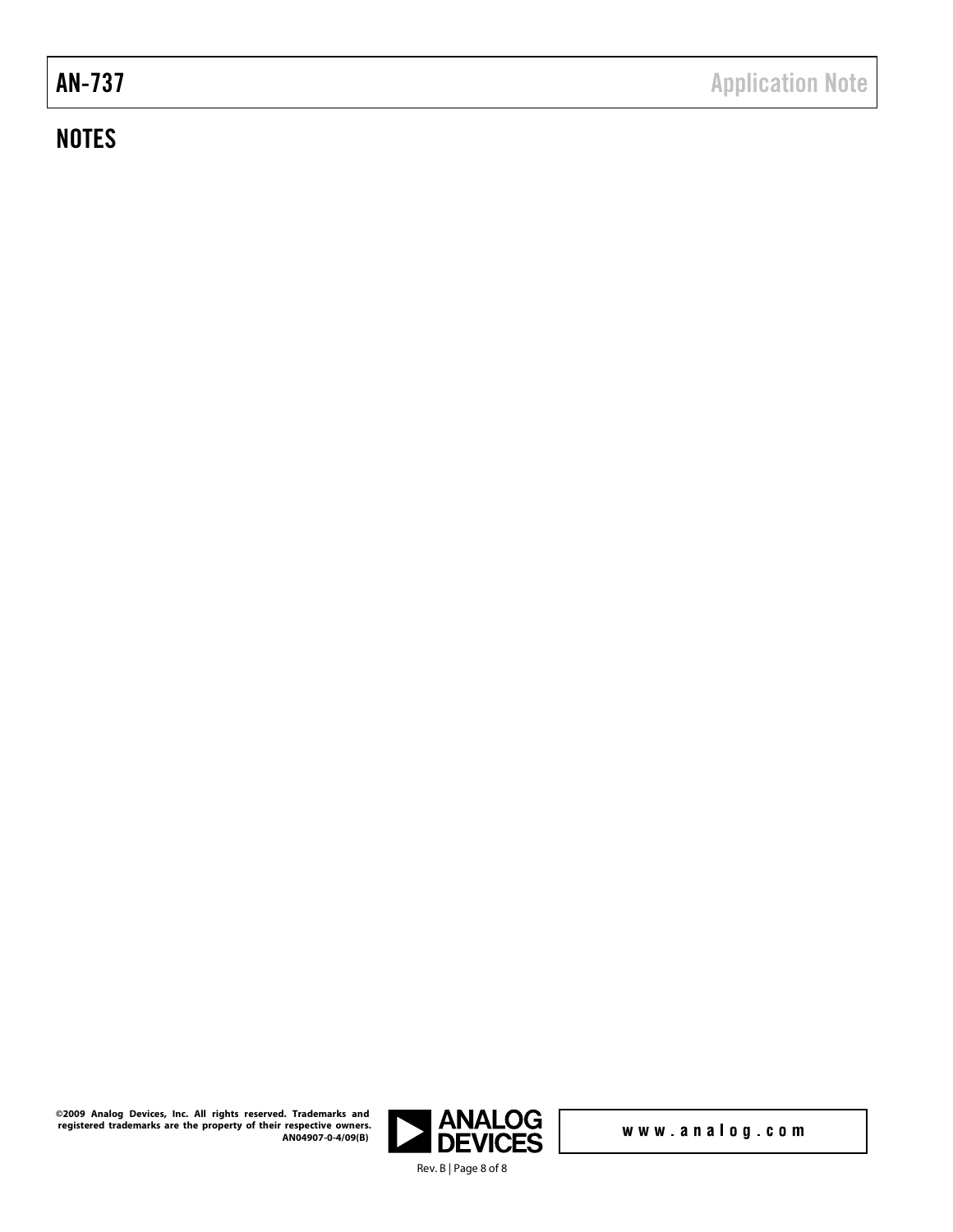## NOTES

©2009 Analog Devices, Inc. All rights reserved. Trademarks and registered trademarks are the property of their respective owners.
AN04907-0-4/09(B)

www.analog.com